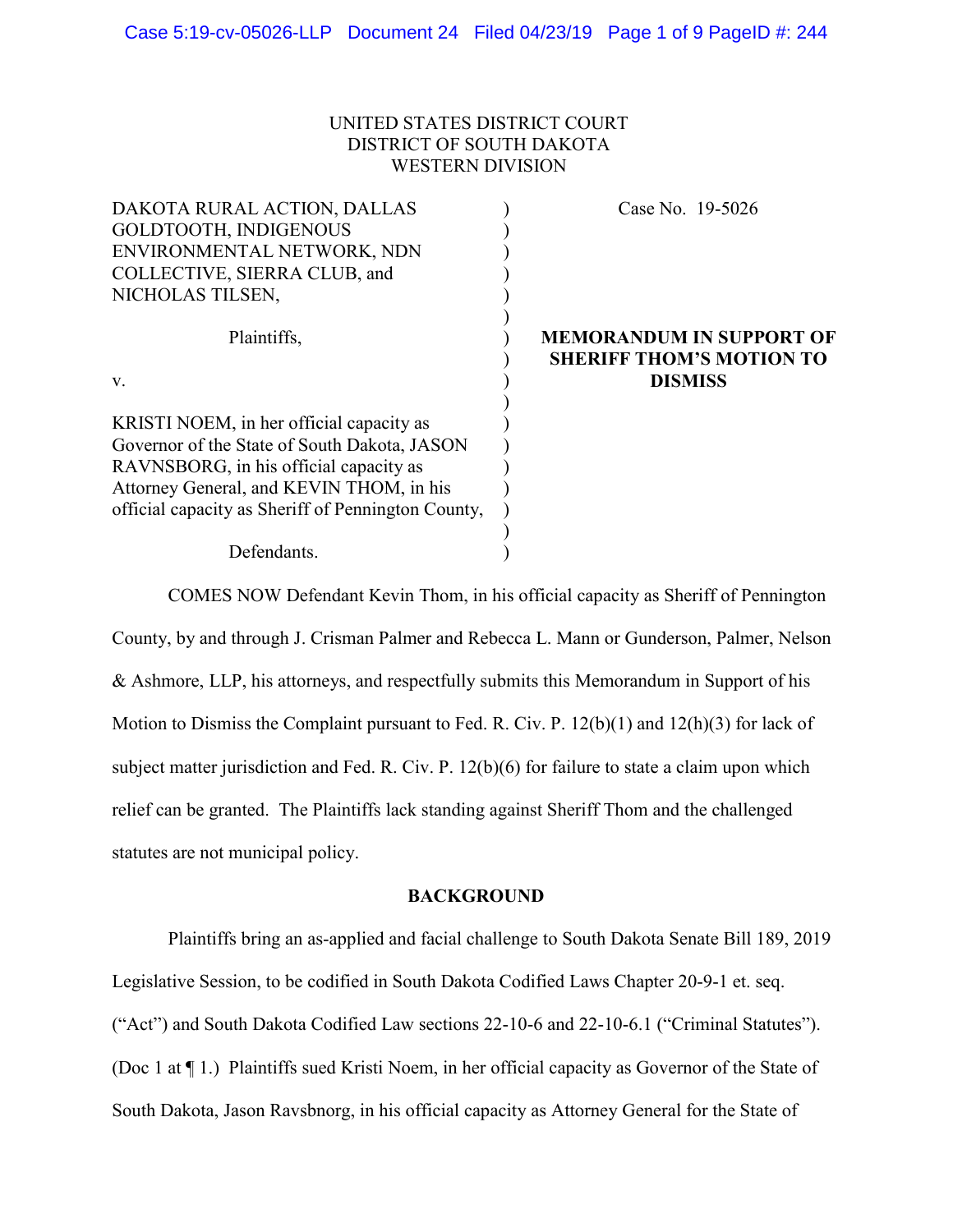UNITED STATES DISTRICT COURT
DISTRICT OF SOUTH DAKOTA
WESTERN DIVISION

| | | |
|---|---|---|
| DAKOTA RURAL ACTION, DALLAS GOLDTOOTH, INDIGENOUS ENVIRONMENTAL NETWORK, NDN COLLECTIVE, SIERRA CLUB, and NICHOLAS TILSEN,<br><br>Plaintiffs,<br><br>v.<br><br>KRISTI NOEM, in her official capacity as Governor of the State of South Dakota, JASON RAVNSBORG, in his official capacity as Attorney General, and KEVIN THOM, in his official capacity as Sheriff of Pennington County,<br><br>Defendants. | ) | Case No. 19-5026<br><br>**MEMORANDUM IN SUPPORT OF SHERIFF THOM'S MOTION TO DISMISS** |

COMES NOW Defendant Kevin Thom, in his official capacity as Sheriff of Pennington County, by and through J. Crisman Palmer and Rebecca L. Mann or Gunderson, Palmer, Nelson & Ashmore, LLP, his attorneys, and respectfully submits this Memorandum in Support of his Motion to Dismiss the Complaint pursuant to Fed. R. Civ. P. 12(b)(1) and 12(h)(3) for lack of subject matter jurisdiction and Fed. R. Civ. P. 12(b)(6) for failure to state a claim upon which relief can be granted. The Plaintiffs lack standing against Sheriff Thom and the challenged statutes are not municipal policy.

## BACKGROUND

Plaintiffs bring an as-applied and facial challenge to South Dakota Senate Bill 189, 2019 Legislative Session, to be codified in South Dakota Codified Laws Chapter 20-9-1 et. seq. ("Act") and South Dakota Codified Law sections 22-10-6 and 22-10-6.1 ("Criminal Statutes"). (Doc 1 at ¶ 1.) Plaintiffs sued Kristi Noem, in her official capacity as Governor of the State of South Dakota, Jason Ravsbnorg, in his official capacity as Attorney General for the State of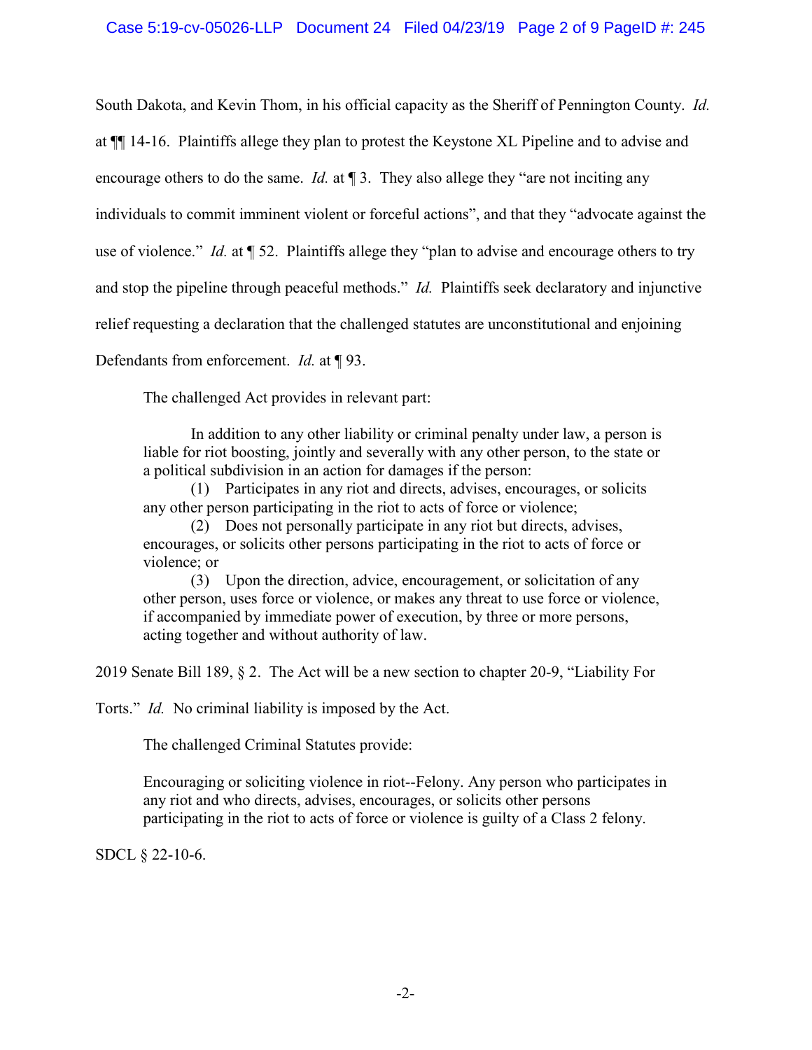South Dakota, and Kevin Thom, in his official capacity as the Sheriff of Pennington County. *Id.* at ¶¶ 14-16. Plaintiffs allege they plan to protest the Keystone XL Pipeline and to advise and encourage others to do the same. *Id.* at ¶ 3. They also allege they "are not inciting any individuals to commit imminent violent or forceful actions", and that they "advocate against the use of violence." *Id.* at ¶ 52. Plaintiffs allege they "plan to advise and encourage others to try and stop the pipeline through peaceful methods." *Id.* Plaintiffs seek declaratory and injunctive relief requesting a declaration that the challenged statutes are unconstitutional and enjoining Defendants from enforcement. *Id.* at ¶ 93.

The challenged Act provides in relevant part:

> In addition to any other liability or criminal penalty under law, a person is liable for riot boosting, jointly and severally with any other person, to the state or a political subdivision in an action for damages if the person:
>
> (1) Participates in any riot and directs, advises, encourages, or solicits any other person participating in the riot to acts of force or violence;
>
> (2) Does not personally participate in any riot but directs, advises, encourages, or solicits other persons participating in the riot to acts of force or violence; or
>
> (3) Upon the direction, advice, encouragement, or solicitation of any other person, uses force or violence, or makes any threat to use force or violence, if accompanied by immediate power of execution, by three or more persons, acting together and without authority of law.

2019 Senate Bill 189, § 2. The Act will be a new section to chapter 20-9, "Liability For Torts." *Id.* No criminal liability is imposed by the Act.

The challenged Criminal Statutes provide:

> Encouraging or soliciting violence in riot--Felony. Any person who participates in any riot and who directs, advises, encourages, or solicits other persons participating in the riot to acts of force or violence is guilty of a Class 2 felony.

SDCL § 22-10-6.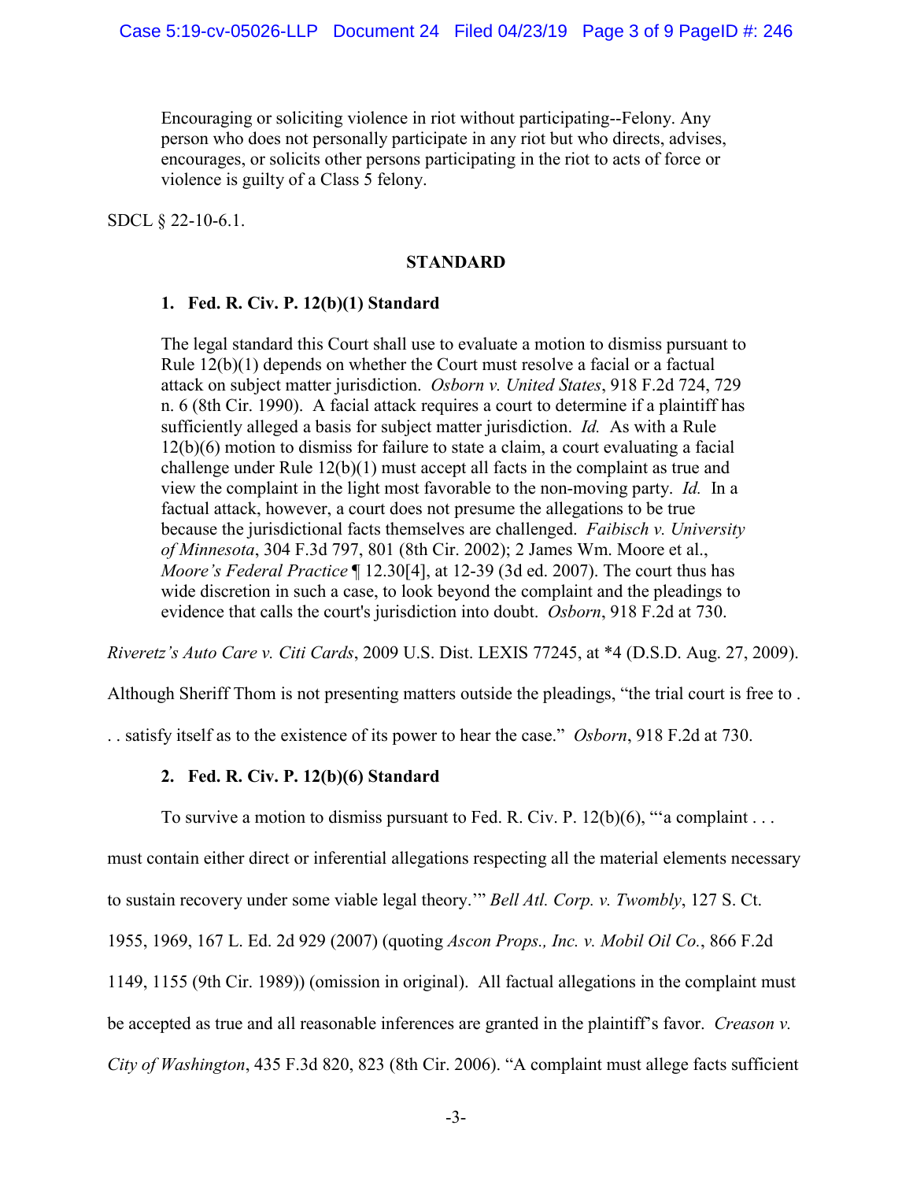> Encouraging or soliciting violence in riot without participating--Felony. Any person who does not personally participate in any riot but who directs, advises, encourages, or solicits other persons participating in the riot to acts of force or violence is guilty of a Class 5 felony.

SDCL § 22-10-6.1.

**STANDARD**

**1. Fed. R. Civ. P. 12(b)(1) Standard**

> The legal standard this Court shall use to evaluate a motion to dismiss pursuant to Rule 12(b)(1) depends on whether the Court must resolve a facial or a factual attack on subject matter jurisdiction. *Osborn v. United States*, 918 F.2d 724, 729 n. 6 (8th Cir. 1990). A facial attack requires a court to determine if a plaintiff has sufficiently alleged a basis for subject matter jurisdiction. *Id.* As with a Rule 12(b)(6) motion to dismiss for failure to state a claim, a court evaluating a facial challenge under Rule 12(b)(1) must accept all facts in the complaint as true and view the complaint in the light most favorable to the non-moving party. *Id.* In a factual attack, however, a court does not presume the allegations to be true because the jurisdictional facts themselves are challenged. *Faibisch v. University of Minnesota*, 304 F.3d 797, 801 (8th Cir. 2002); 2 James Wm. Moore et al., *Moore's Federal Practice* ¶ 12.30[4], at 12-39 (3d ed. 2007). The court thus has wide discretion in such a case, to look beyond the complaint and the pleadings to evidence that calls the court's jurisdiction into doubt. *Osborn*, 918 F.2d at 730.

*Riveretz's Auto Care v. Citi Cards*, 2009 U.S. Dist. LEXIS 77245, at *4 (D.S.D. Aug. 27, 2009). Although Sheriff Thom is not presenting matters outside the pleadings, "the trial court is free to . . . satisfy itself as to the existence of its power to hear the case." *Osborn*, 918 F.2d at 730.

**2. Fed. R. Civ. P. 12(b)(6) Standard**

To survive a motion to dismiss pursuant to Fed. R. Civ. P. 12(b)(6), "'a complaint . . . must contain either direct or inferential allegations respecting all the material elements necessary to sustain recovery under some viable legal theory.'" *Bell Atl. Corp. v. Twombly*, 127 S. Ct. 1955, 1969, 167 L. Ed. 2d 929 (2007) (quoting *Ascon Props., Inc. v. Mobil Oil Co.*, 866 F.2d 1149, 1155 (9th Cir. 1989)) (omission in original). All factual allegations in the complaint must be accepted as true and all reasonable inferences are granted in the plaintiff's favor. *Creason v. City of Washington*, 435 F.3d 820, 823 (8th Cir. 2006). "A complaint must allege facts sufficient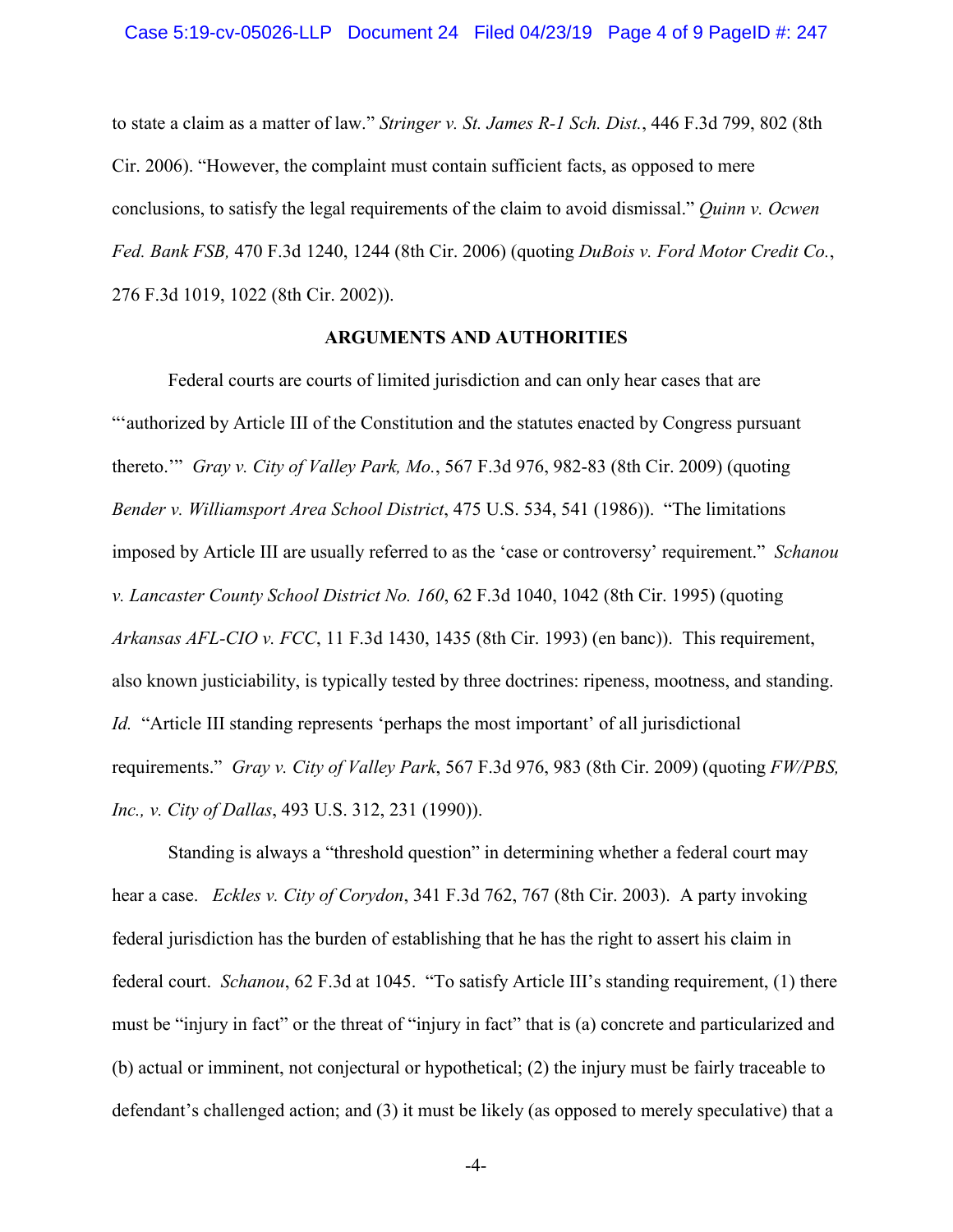to state a claim as a matter of law." *Stringer v. St. James R-1 Sch. Dist.*, 446 F.3d 799, 802 (8th Cir. 2006). "However, the complaint must contain sufficient facts, as opposed to mere conclusions, to satisfy the legal requirements of the claim to avoid dismissal." *Quinn v. Ocwen Fed. Bank FSB,* 470 F.3d 1240, 1244 (8th Cir. 2006) (quoting *DuBois v. Ford Motor Credit Co.*, 276 F.3d 1019, 1022 (8th Cir. 2002)).

## ARGUMENTS AND AUTHORITIES

Federal courts are courts of limited jurisdiction and can only hear cases that are "'authorized by Article III of the Constitution and the statutes enacted by Congress pursuant thereto.'" *Gray v. City of Valley Park, Mo.*, 567 F.3d 976, 982-83 (8th Cir. 2009) (quoting *Bender v. Williamsport Area School District*, 475 U.S. 534, 541 (1986)). "The limitations imposed by Article III are usually referred to as the 'case or controversy' requirement." *Schanou v. Lancaster County School District No. 160*, 62 F.3d 1040, 1042 (8th Cir. 1995) (quoting *Arkansas AFL-CIO v. FCC*, 11 F.3d 1430, 1435 (8th Cir. 1993) (en banc)). This requirement, also known justiciability, is typically tested by three doctrines: ripeness, mootness, and standing. *Id.* "Article III standing represents 'perhaps the most important' of all jurisdictional requirements." *Gray v. City of Valley Park*, 567 F.3d 976, 983 (8th Cir. 2009) (quoting *FW/PBS, Inc., v. City of Dallas*, 493 U.S. 312, 231 (1990)).

Standing is always a "threshold question" in determining whether a federal court may hear a case. *Eckles v. City of Corydon*, 341 F.3d 762, 767 (8th Cir. 2003). A party invoking federal jurisdiction has the burden of establishing that he has the right to assert his claim in federal court. *Schanou*, 62 F.3d at 1045. "To satisfy Article III's standing requirement, (1) there must be "injury in fact" or the threat of "injury in fact" that is (a) concrete and particularized and (b) actual or imminent, not conjectural or hypothetical; (2) the injury must be fairly traceable to defendant's challenged action; and (3) it must be likely (as opposed to merely speculative) that a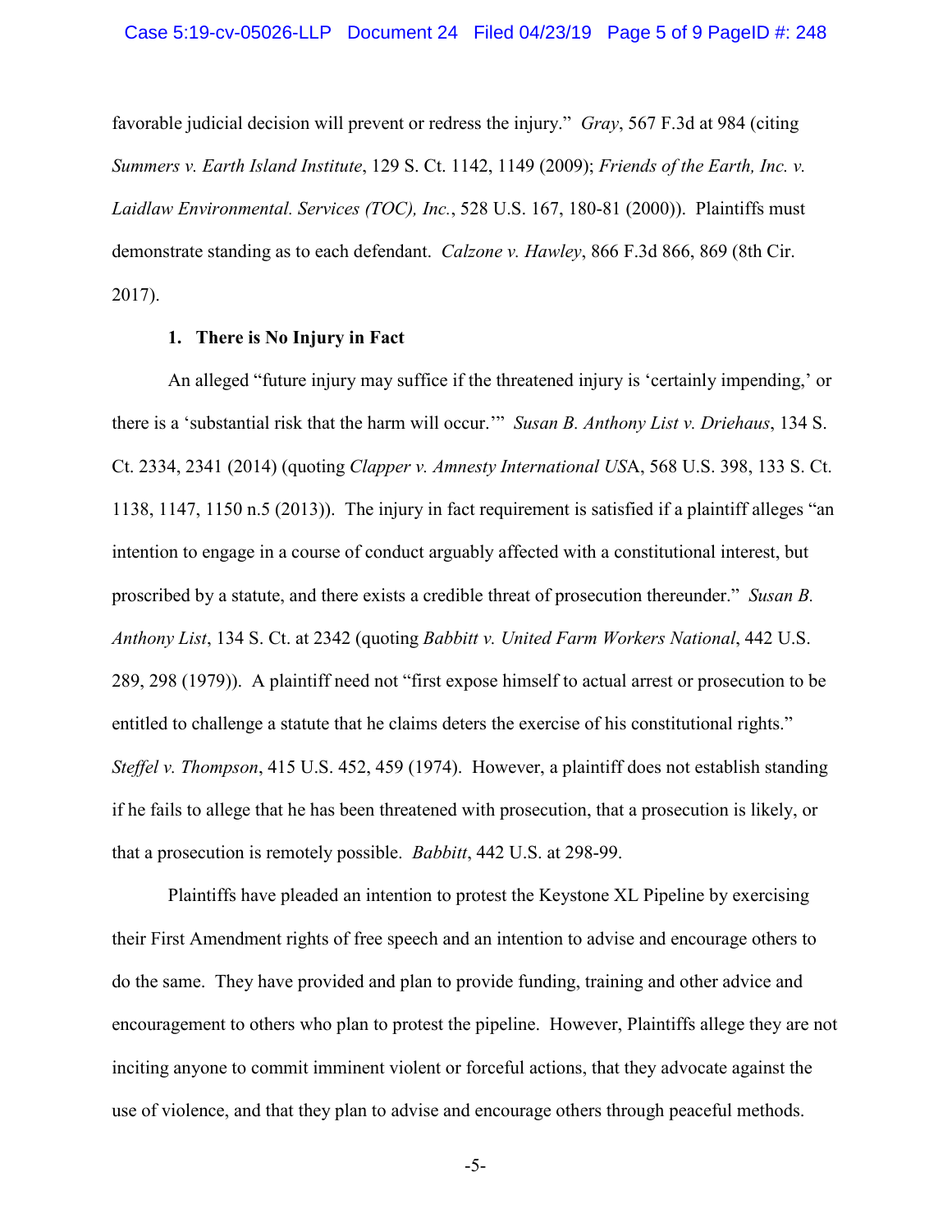favorable judicial decision will prevent or redress the injury." *Gray*, 567 F.3d at 984 (citing *Summers v. Earth Island Institute*, 129 S. Ct. 1142, 1149 (2009); *Friends of the Earth, Inc. v. Laidlaw Environmental. Services (TOC), Inc.*, 528 U.S. 167, 180-81 (2000)). Plaintiffs must demonstrate standing as to each defendant. *Calzone v. Hawley*, 866 F.3d 866, 869 (8th Cir. 2017).

**1. There is No Injury in Fact**

An alleged "future injury may suffice if the threatened injury is 'certainly impending,' or there is a 'substantial risk that the harm will occur.'" *Susan B. Anthony List v. Driehaus*, 134 S. Ct. 2334, 2341 (2014) (quoting *Clapper v. Amnesty International US*A, 568 U.S. 398, 133 S. Ct. 1138, 1147, 1150 n.5 (2013)). The injury in fact requirement is satisfied if a plaintiff alleges "an intention to engage in a course of conduct arguably affected with a constitutional interest, but proscribed by a statute, and there exists a credible threat of prosecution thereunder." *Susan B. Anthony List*, 134 S. Ct. at 2342 (quoting *Babbitt v. United Farm Workers National*, 442 U.S. 289, 298 (1979)). A plaintiff need not "first expose himself to actual arrest or prosecution to be entitled to challenge a statute that he claims deters the exercise of his constitutional rights." *Steffel v. Thompson*, 415 U.S. 452, 459 (1974). However, a plaintiff does not establish standing if he fails to allege that he has been threatened with prosecution, that a prosecution is likely, or that a prosecution is remotely possible. *Babbitt*, 442 U.S. at 298-99.

Plaintiffs have pleaded an intention to protest the Keystone XL Pipeline by exercising their First Amendment rights of free speech and an intention to advise and encourage others to do the same. They have provided and plan to provide funding, training and other advice and encouragement to others who plan to protest the pipeline. However, Plaintiffs allege they are not inciting anyone to commit imminent violent or forceful actions, that they advocate against the use of violence, and that they plan to advise and encourage others through peaceful methods.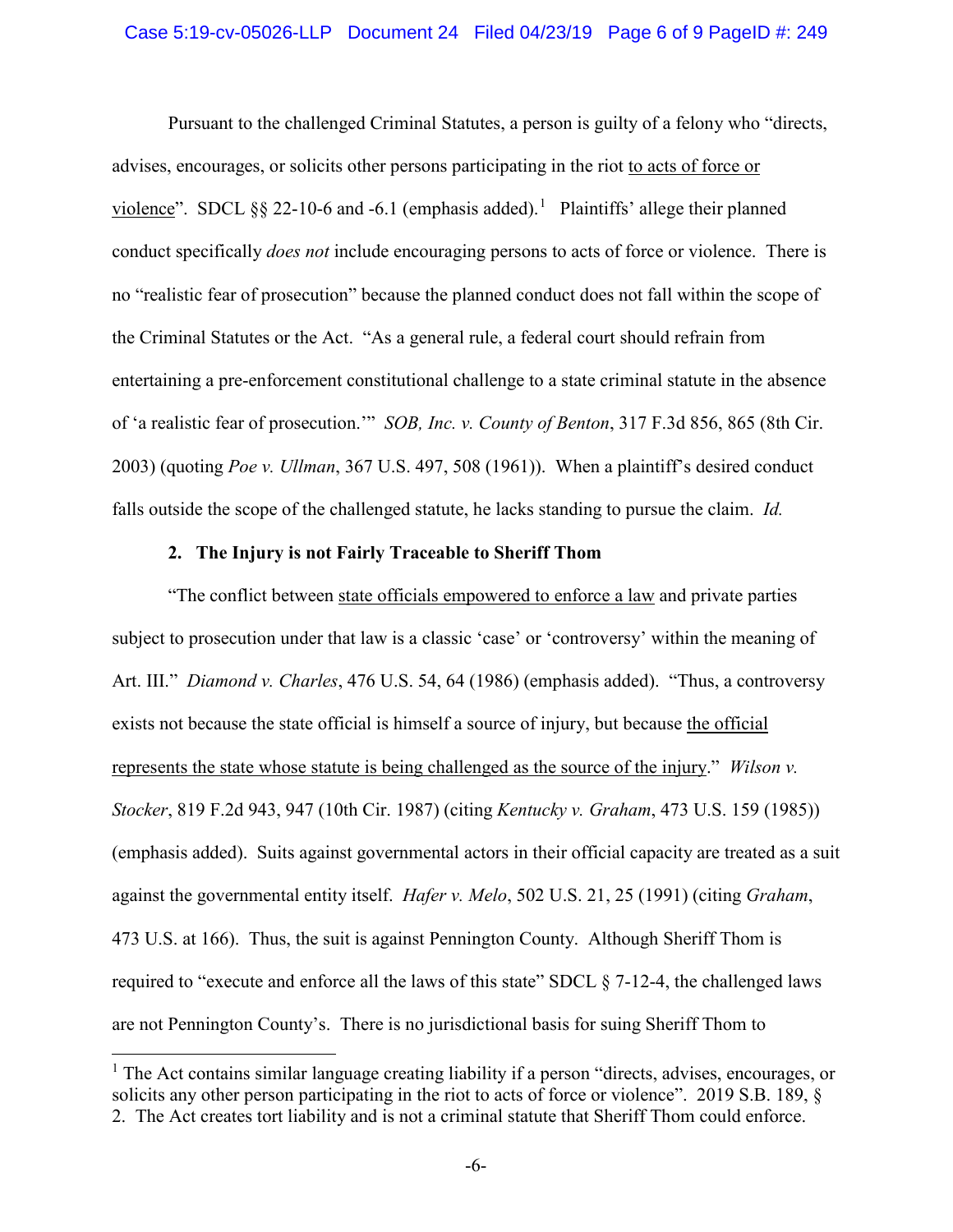Pursuant to the challenged Criminal Statutes, a person is guilty of a felony who "directs, advises, encourages, or solicits other persons participating in the riot to acts of force or violence". SDCL §§ 22-10-6 and -6.1 (emphasis added).[1] Plaintiffs' allege their planned conduct specifically *does not* include encouraging persons to acts of force or violence. There is no "realistic fear of prosecution" because the planned conduct does not fall within the scope of the Criminal Statutes or the Act. "As a general rule, a federal court should refrain from entertaining a pre-enforcement constitutional challenge to a state criminal statute in the absence of 'a realistic fear of prosecution.'" *SOB, Inc. v. County of Benton*, 317 F.3d 856, 865 (8th Cir. 2003) (quoting *Poe v. Ullman*, 367 U.S. 497, 508 (1961)). When a plaintiff's desired conduct falls outside the scope of the challenged statute, he lacks standing to pursue the claim. *Id.*

**2. The Injury is not Fairly Traceable to Sheriff Thom**

"The conflict between state officials empowered to enforce a law and private parties subject to prosecution under that law is a classic 'case' or 'controversy' within the meaning of Art. III." *Diamond v. Charles*, 476 U.S. 54, 64 (1986) (emphasis added). "Thus, a controversy exists not because the state official is himself a source of injury, but because the official represents the state whose statute is being challenged as the source of the injury." *Wilson v. Stocker*, 819 F.2d 943, 947 (10th Cir. 1987) (citing *Kentucky v. Graham*, 473 U.S. 159 (1985)) (emphasis added). Suits against governmental actors in their official capacity are treated as a suit against the governmental entity itself. *Hafer v. Melo*, 502 U.S. 21, 25 (1991) (citing *Graham*, 473 U.S. at 166). Thus, the suit is against Pennington County. Although Sheriff Thom is required to "execute and enforce all the laws of this state" SDCL § 7-12-4, the challenged laws are not Pennington County's. There is no jurisdictional basis for suing Sheriff Thom to

---

[1] The Act contains similar language creating liability if a person "directs, advises, encourages, or solicits any other person participating in the riot to acts of force or violence". 2019 S.B. 189, § 2. The Act creates tort liability and is not a criminal statute that Sheriff Thom could enforce.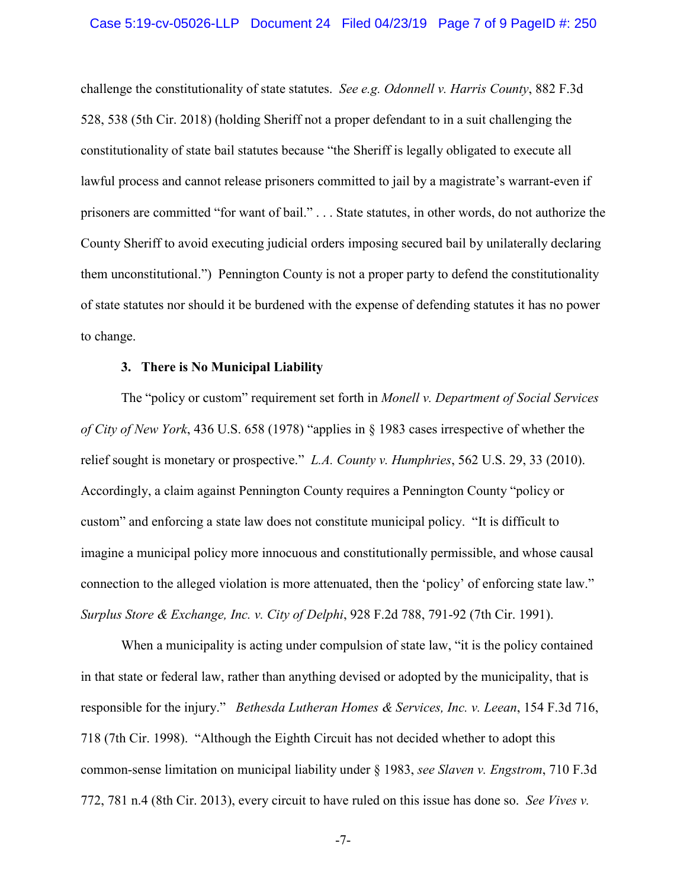challenge the constitutionality of state statutes. *See e.g. Odonnell v. Harris County*, 882 F.3d 528, 538 (5th Cir. 2018) (holding Sheriff not a proper defendant to in a suit challenging the constitutionality of state bail statutes because "the Sheriff is legally obligated to execute all lawful process and cannot release prisoners committed to jail by a magistrate's warrant-even if prisoners are committed "for want of bail." . . . State statutes, in other words, do not authorize the County Sheriff to avoid executing judicial orders imposing secured bail by unilaterally declaring them unconstitutional.") Pennington County is not a proper party to defend the constitutionality of state statutes nor should it be burdened with the expense of defending statutes it has no power to change.

**3. There is No Municipal Liability**

The "policy or custom" requirement set forth in *Monell v. Department of Social Services of City of New York*, 436 U.S. 658 (1978) "applies in § 1983 cases irrespective of whether the relief sought is monetary or prospective." *L.A. County v. Humphries*, 562 U.S. 29, 33 (2010). Accordingly, a claim against Pennington County requires a Pennington County "policy or custom" and enforcing a state law does not constitute municipal policy. "It is difficult to imagine a municipal policy more innocuous and constitutionally permissible, and whose causal connection to the alleged violation is more attenuated, then the 'policy' of enforcing state law." *Surplus Store & Exchange, Inc. v. City of Delphi*, 928 F.2d 788, 791-92 (7th Cir. 1991).

When a municipality is acting under compulsion of state law, "it is the policy contained in that state or federal law, rather than anything devised or adopted by the municipality, that is responsible for the injury." *Bethesda Lutheran Homes & Services, Inc. v. Leean*, 154 F.3d 716, 718 (7th Cir. 1998). "Although the Eighth Circuit has not decided whether to adopt this common-sense limitation on municipal liability under § 1983, *see Slaven v. Engstrom*, 710 F.3d 772, 781 n.4 (8th Cir. 2013), every circuit to have ruled on this issue has done so. *See Vives v.*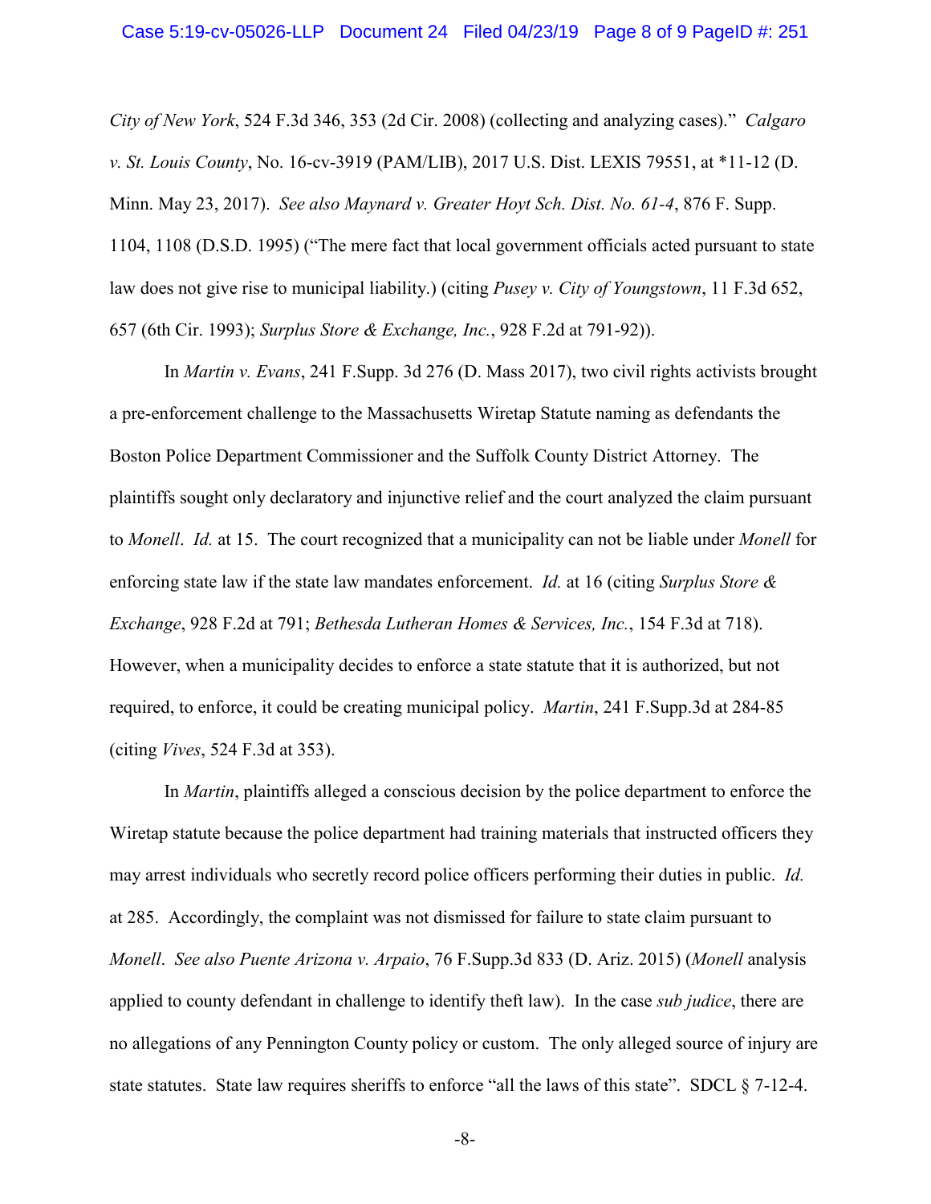*City of New York*, 524 F.3d 346, 353 (2d Cir. 2008) (collecting and analyzing cases)." *Calgaro v. St. Louis County*, No. 16-cv-3919 (PAM/LIB), 2017 U.S. Dist. LEXIS 79551, at *11-12 (D. Minn. May 23, 2017). *See also Maynard v. Greater Hoyt Sch. Dist. No. 61-4*, 876 F. Supp. 1104, 1108 (D.S.D. 1995) ("The mere fact that local government officials acted pursuant to state law does not give rise to municipal liability.) (citing *Pusey v. City of Youngstown*, 11 F.3d 652, 657 (6th Cir. 1993); *Surplus Store & Exchange, Inc.*, 928 F.2d at 791-92)).

In *Martin v. Evans*, 241 F.Supp. 3d 276 (D. Mass 2017), two civil rights activists brought a pre-enforcement challenge to the Massachusetts Wiretap Statute naming as defendants the Boston Police Department Commissioner and the Suffolk County District Attorney. The plaintiffs sought only declaratory and injunctive relief and the court analyzed the claim pursuant to *Monell*. *Id.* at 15. The court recognized that a municipality can not be liable under *Monell* for enforcing state law if the state law mandates enforcement. *Id.* at 16 (citing *Surplus Store & Exchange*, 928 F.2d at 791; *Bethesda Lutheran Homes & Services, Inc.*, 154 F.3d at 718). However, when a municipality decides to enforce a state statute that it is authorized, but not required, to enforce, it could be creating municipal policy. *Martin*, 241 F.Supp.3d at 284-85 (citing *Vives*, 524 F.3d at 353).

In *Martin*, plaintiffs alleged a conscious decision by the police department to enforce the Wiretap statute because the police department had training materials that instructed officers they may arrest individuals who secretly record police officers performing their duties in public. *Id.* at 285. Accordingly, the complaint was not dismissed for failure to state claim pursuant to *Monell*. *See also Puente Arizona v. Arpaio*, 76 F.Supp.3d 833 (D. Ariz. 2015) (*Monell* analysis applied to county defendant in challenge to identify theft law). In the case *sub judice*, there are no allegations of any Pennington County policy or custom. The only alleged source of injury are state statutes. State law requires sheriffs to enforce "all the laws of this state". SDCL § 7-12-4.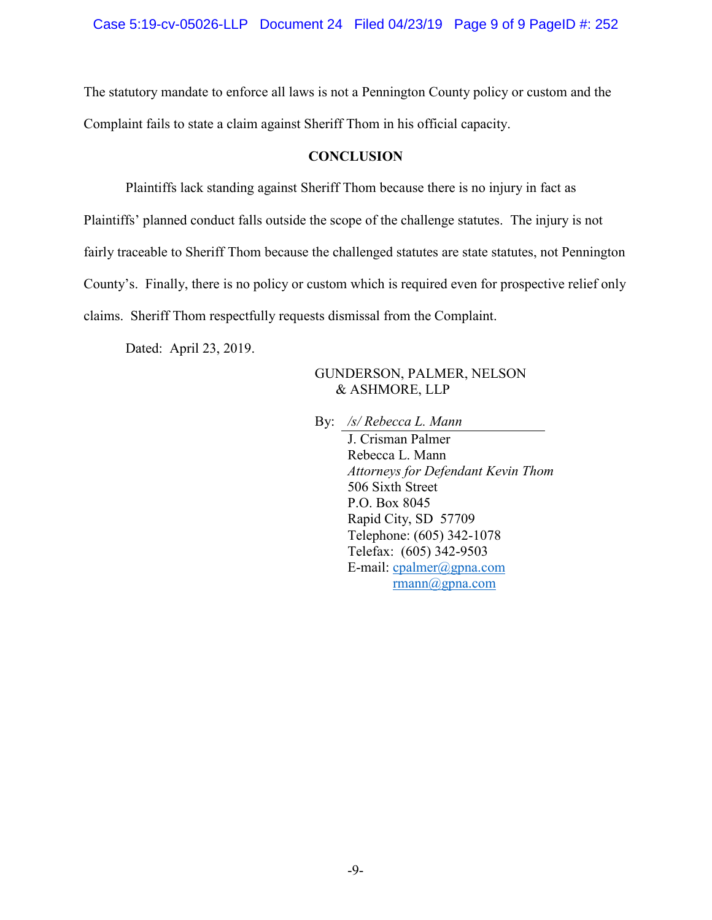The statutory mandate to enforce all laws is not a Pennington County policy or custom and the Complaint fails to state a claim against Sheriff Thom in his official capacity.

## CONCLUSION

Plaintiffs lack standing against Sheriff Thom because there is no injury in fact as Plaintiffs' planned conduct falls outside the scope of the challenge statutes. The injury is not fairly traceable to Sheriff Thom because the challenged statutes are state statutes, not Pennington County's. Finally, there is no policy or custom which is required even for prospective relief only claims. Sheriff Thom respectfully requests dismissal from the Complaint.

Dated: April 23, 2019.

GUNDERSON, PALMER, NELSON
& ASHMORE, LLP

By: */s/ Rebecca L. Mann*
J. Crisman Palmer
Rebecca L. Mann
*Attorneys for Defendant Kevin Thom*
506 Sixth Street
P.O. Box 8045
Rapid City, SD 57709
Telephone: (605) 342-1078
Telefax: (605) 342-9503
E-mail: cpalmer@gpna.com
rmann@gpna.com